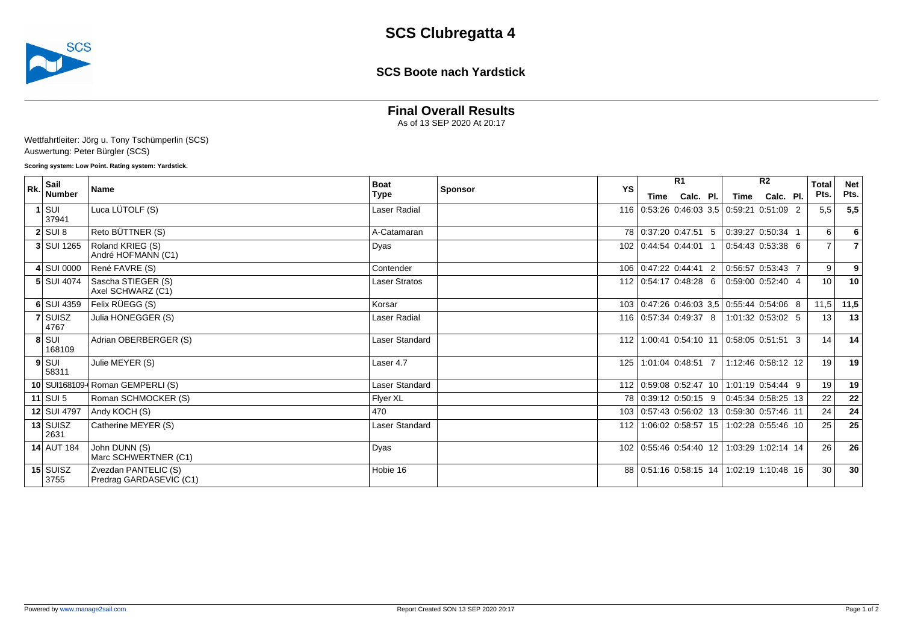# SCS Clubregatta 4

## SCS Boote nach Yardstick

### Final Overall Results

As of 13 SEP 2020 At 20:17

Wettfahrtleiter: Jörg u. Tony Tschümperlin (SCS)
Auswertung: Peter Bürgler (SCS)

**Scoring system: Low Point. Rating system: Yardstick.**

| Rk. | Sail Number | Name | Boat Type | Sponsor | YS | R1 | | | R2 | | | Total Pts. | Net Pts. |
|---|---|---|---|---|---|---|---|---|---|---|---|---|---|
| | | | | | | Time | Calc. | Pl. | Time | Calc. | Pl. | | |
| **1** | SUI 37941 | Luca LÜTOLF (S) | Laser Radial | | 116 | 0:53:26 | 0:46:03 | 3,5 | 0:59:21 | 0:51:09 | 2 | 5,5 | **5,5** |
| **2** | SUI 8 | Reto BÜTTNER (S) | A-Catamaran | | 78 | 0:37:20 | 0:47:51 | 5 | 0:39:27 | 0:50:34 | 1 | 6 | **6** |
| **3** | SUI 1265 | Roland KRIEG (S)<br>André HOFMANN (C1) | Dyas | | 102 | 0:44:54 | 0:44:01 | 1 | 0:54:43 | 0:53:38 | 6 | 7 | **7** |
| **4** | SUI 0000 | René FAVRE (S) | Contender | | 106 | 0:47:22 | 0:44:41 | 2 | 0:56:57 | 0:53:43 | 7 | 9 | **9** |
| **5** | SUI 4074 | Sascha STIEGER (S)<br>Axel SCHWARZ (C1) | Laser Stratos | | 112 | 0:54:17 | 0:48:28 | 6 | 0:59:00 | 0:52:40 | 4 | 10 | **10** |
| **6** | SUI 4359 | Felix RÜEGG (S) | Korsar | | 103 | 0:47:26 | 0:46:03 | 3,5 | 0:55:44 | 0:54:06 | 8 | 11,5 | **11,5** |
| **7** | SUISZ 4767 | Julia HONEGGER (S) | Laser Radial | | 116 | 0:57:34 | 0:49:37 | 8 | 1:01:32 | 0:53:02 | 5 | 13 | **13** |
| **8** | SUI 168109 | Adrian OBERBERGER (S) | Laser Standard | | 112 | 1:00:41 | 0:54:10 | 11 | 0:58:05 | 0:51:51 | 3 | 14 | **14** |
| **9** | SUI 58311 | Julie MEYER (S) | Laser 4.7 | | 125 | 1:01:04 | 0:48:51 | 7 | 1:12:46 | 0:58:12 | 12 | 19 | **19** |
| **10** | SUI168109- | Roman GEMPERLI (S) | Laser Standard | | 112 | 0:59:08 | 0:52:47 | 10 | 1:01:19 | 0:54:44 | 9 | 19 | **19** |
| **11** | SUI 5 | Roman SCHMOCKER (S) | Flyer XL | | 78 | 0:39:12 | 0:50:15 | 9 | 0:45:34 | 0:58:25 | 13 | 22 | **22** |
| **12** | SUI 4797 | Andy KOCH (S) | 470 | | 103 | 0:57:43 | 0:56:02 | 13 | 0:59:30 | 0:57:46 | 11 | 24 | **24** |
| **13** | SUISZ 2631 | Catherine MEYER (S) | Laser Standard | | 112 | 1:06:02 | 0:58:57 | 15 | 1:02:28 | 0:55:46 | 10 | 25 | **25** |
| **14** | AUT 184 | John DUNN (S)<br>Marc SCHWERTNER (C1) | Dyas | | 102 | 0:55:46 | 0:54:40 | 12 | 1:03:29 | 1:02:14 | 14 | 26 | **26** |
| **15** | SUISZ 3755 | Zvezdan PANTELIC (S)<br>Predrag GARDASEVIC (C1) | Hobie 16 | | 88 | 0:51:16 | 0:58:15 | 14 | 1:02:19 | 1:10:48 | 16 | 30 | **30** |

Powered by www.manage2sail.com

Report Created SON 13 SEP 2020 20:17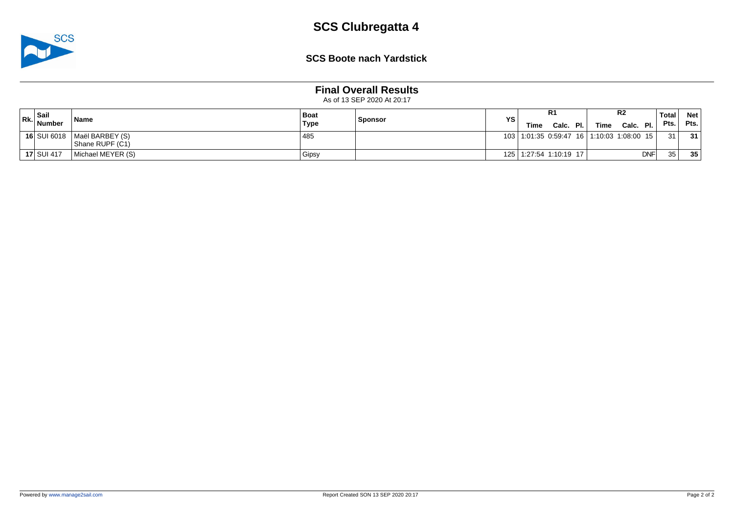# SCS Clubregatta 4

## SCS Boote nach Yardstick

### Final Overall Results

As of 13 SEP 2020 At 20:17

| Rk. | Sail Number | Name | Boat Type | Sponsor | YS | R1 | | | R2 | | | Total Pts. | Net Pts. |
|---|---|---|---|---|---|---|---|---|---|---|---|---|---|
| | | | | | | Time | Calc. | Pl. | Time | Calc. | Pl. | | |
| **16** | SUI 6018 | Maël BARBEY (S)<br>Shane RUPF (C1) | 485 | | 103 | 1:01:35 | 0:59:47 | 16 | 1:10:03 | 1:08:00 | 15 | 31 | **31** |
| **17** | SUI 417 | Michael MEYER (S) | Gipsy | | 125 | 1:27:54 | 1:10:19 | 17 | | | DNF | 35 | **35** |

Powered by www.manage2sail.com

Report Created SON 13 SEP 2020 20:17